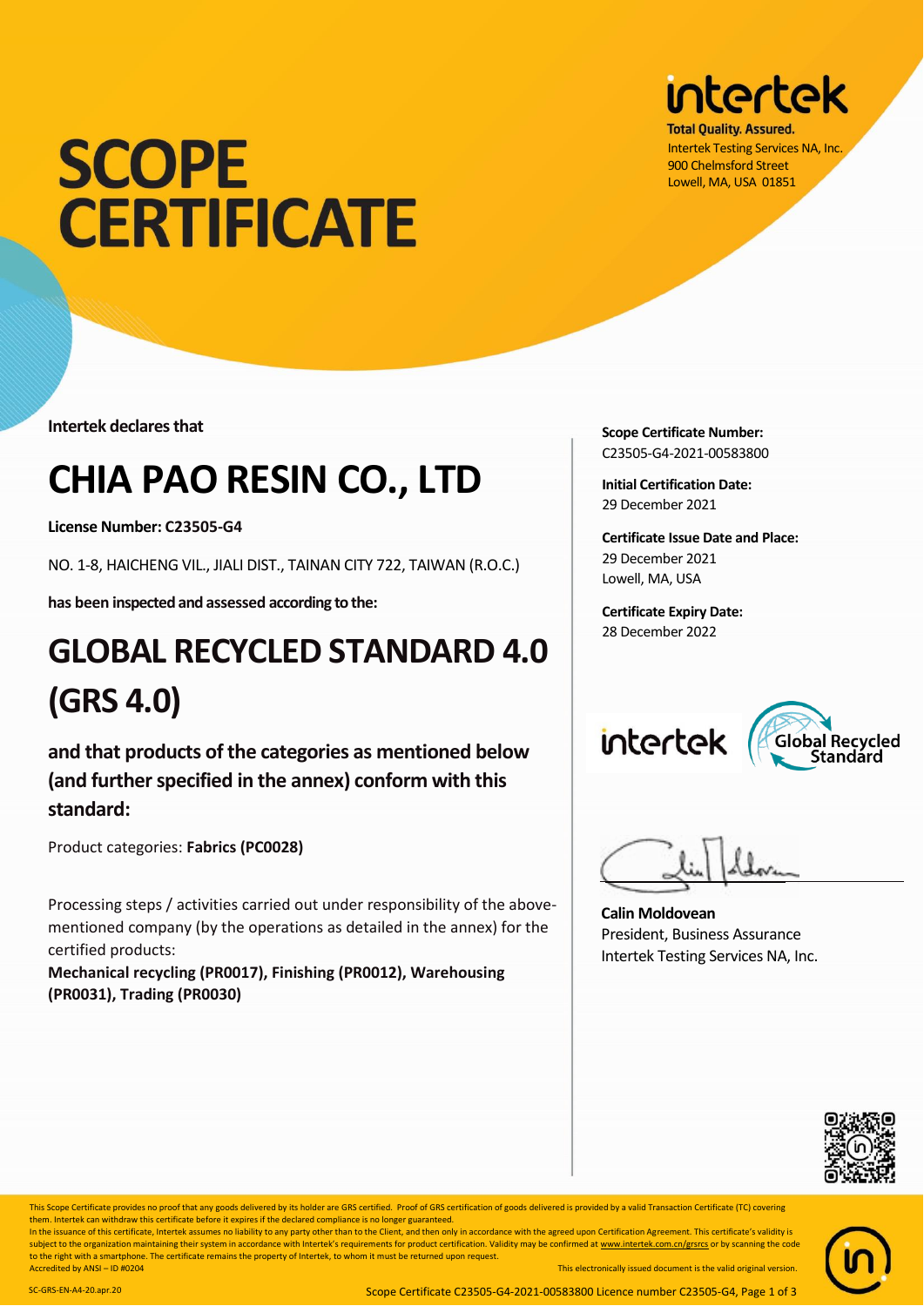# SCOPE CERTIFICATE

**intertek**
**Total Quality. Assured.**
Intertek Testing Services NA, Inc.
900 Chelmsford Street
Lowell, MA, USA 01851

**Intertek declares that**

# CHIA PAO RESIN CO., LTD

**License Number: C23505-G4**

NO. 1-8, HAICHENG VIL., JIALI DIST., TAINAN CITY 722, TAIWAN (R.O.C.)

**has been inspected and assessed according to the:**

# GLOBAL RECYCLED STANDARD 4.0 (GRS 4.0)

### and that products of the categories as mentioned below (and further specified in the annex) conform with this standard:

Product categories: **Fabrics (PC0028)**

Processing steps / activities carried out under responsibility of the above-mentioned company (by the operations as detailed in the annex) for the certified products:
**Mechanical recycling (PR0017), Finishing (PR0012), Warehousing (PR0031), Trading (PR0030)**

**Scope Certificate Number:**
C23505-G4-2021-00583800

**Initial Certification Date:**
29 December 2021

**Certificate Issue Date and Place:**
29 December 2021
Lowell, MA, USA

**Certificate Expiry Date:**
28 December 2022

intertek — Global Recycled Standard

**Calin Moldovean**
President, Business Assurance
Intertek Testing Services NA, Inc.

This Scope Certificate provides no proof that any goods delivered by its holder are GRS certified. Proof of GRS certification of goods delivered is provided by a valid Transaction Certificate (TC) covering them. Intertek can withdraw this certificate before it expires if the declared compliance is no longer guaranteed.
In the issuance of this certificate, Intertek assumes no liability to any party other than to the Client, and then only in accordance with the agreed upon Certification Agreement. This certificate's validity is subject to the organization maintaining their system in accordance with Intertek's requirements for product certification. Validity may be confirmed at www.intertek.com.cn/grsrcs or by scanning the code to the right with a smartphone. The certificate remains the property of Intertek, to whom it must be returned upon request.
Accredited by ANSI – ID #0204

This electronically issued document is the valid original version.

SC-GRS-EN-A4-20.apr.20

Scope Certificate C23505-G4-2021-00583800 Licence number C23505-G4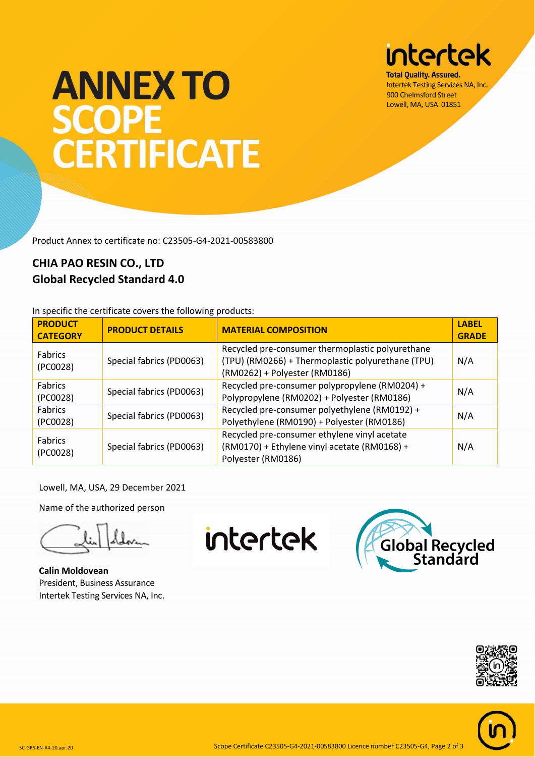# ANNEX TO SCOPE CERTIFICATE

**intertek**
**Total Quality. Assured.**
Intertek Testing Services NA, Inc.
900 Chelmsford Street
Lowell, MA, USA 01851

Product Annex to certificate no: C23505-G4-2021-00583800

## CHIA PAO RESIN CO., LTD
## Global Recycled Standard 4.0

In specific the certificate covers the following products:

| PRODUCT CATEGORY | PRODUCT DETAILS | MATERIAL COMPOSITION | LABEL GRADE |
|---|---|---|---|
| Fabrics (PC0028) | Special fabrics (PD0063) | Recycled pre-consumer thermoplastic polyurethane (TPU) (RM0266) + Thermoplastic polyurethane (TPU) (RM0262) + Polyester (RM0186) | N/A |
| Fabrics (PC0028) | Special fabrics (PD0063) | Recycled pre-consumer polypropylene (RM0204) + Polypropylene (RM0202) + Polyester (RM0186) | N/A |
| Fabrics (PC0028) | Special fabrics (PD0063) | Recycled pre-consumer polyethylene (RM0192) + Polyethylene (RM0190) + Polyester (RM0186) | N/A |
| Fabrics (PC0028) | Special fabrics (PD0063) | Recycled pre-consumer ethylene vinyl acetate (RM0170) + Ethylene vinyl acetate (RM0168) + Polyester (RM0186) | N/A |

Lowell, MA, USA, 29 December 2021

Name of the authorized person

**Calin Moldovean**
President, Business Assurance
Intertek Testing Services NA, Inc.

SC-GRS-EN-A4-20.apr.20

Scope Certificate C23505-G4-2021-00583800 Licence number C23505-G4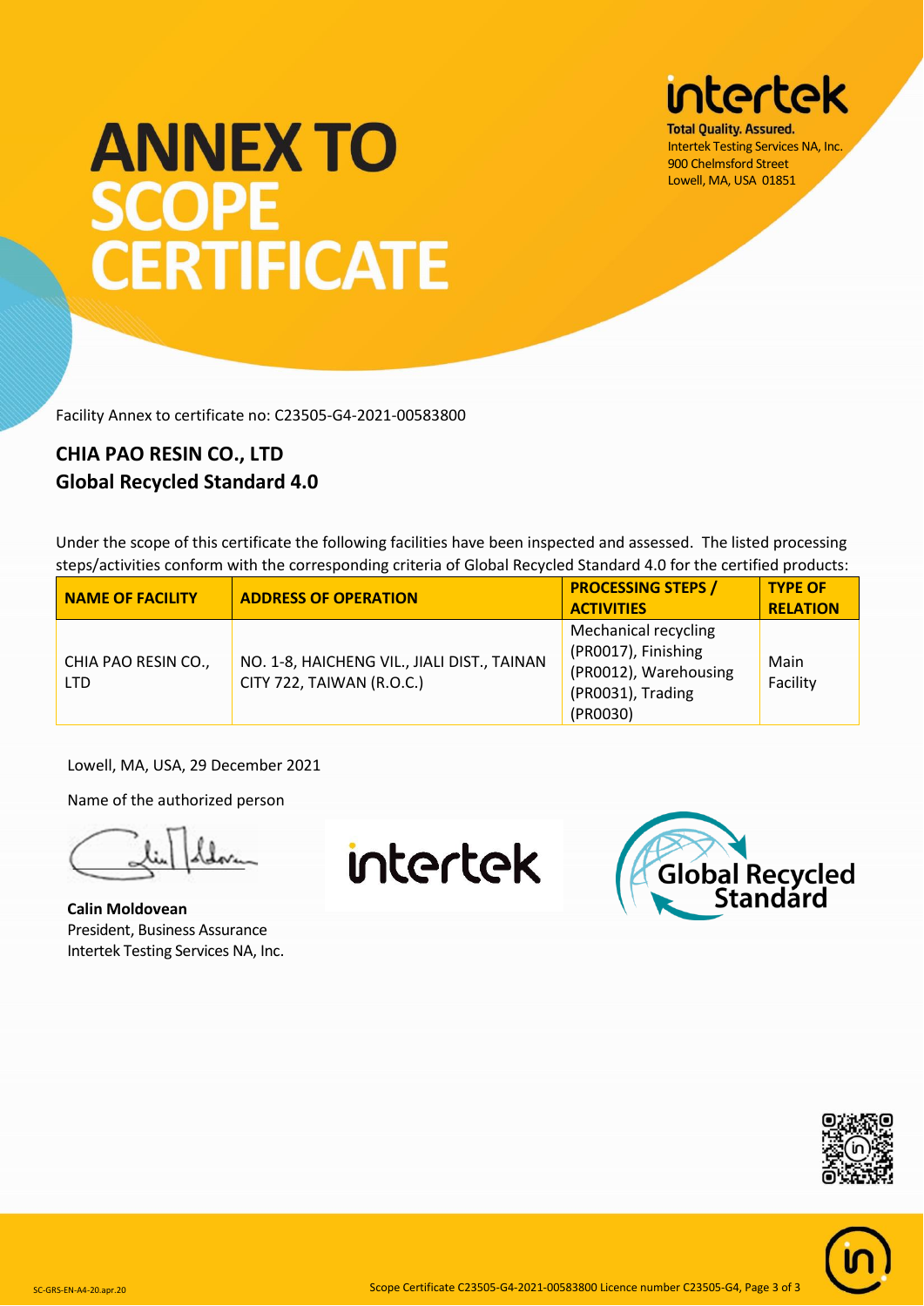# ANNEX TO SCOPE CERTIFICATE

**intertek**
**Total Quality. Assured.**
Intertek Testing Services NA, Inc.
900 Chelmsford Street
Lowell, MA, USA 01851

Facility Annex to certificate no: C23505-G4-2021-00583800

## CHIA PAO RESIN CO., LTD
## Global Recycled Standard 4.0

Under the scope of this certificate the following facilities have been inspected and assessed. The listed processing steps/activities conform with the corresponding criteria of Global Recycled Standard 4.0 for the certified products:

| NAME OF FACILITY | ADDRESS OF OPERATION | PROCESSING STEPS / ACTIVITIES | TYPE OF RELATION |
|---|---|---|---|
| CHIA PAO RESIN CO., LTD | NO. 1-8, HAICHENG VIL., JIALI DIST., TAINAN CITY 722, TAIWAN (R.O.C.) | Mechanical recycling (PR0017), Finishing (PR0012), Warehousing (PR0031), Trading (PR0030) | Main Facility |

Lowell, MA, USA, 29 December 2021

Name of the authorized person

**Calin Moldovean**
President, Business Assurance
Intertek Testing Services NA, Inc.

intertek

Global Recycled Standard

SC-GRS-EN-A4-20.apr.20

Scope Certificate C23505-G4-2021-00583800 Licence number C23505-G4